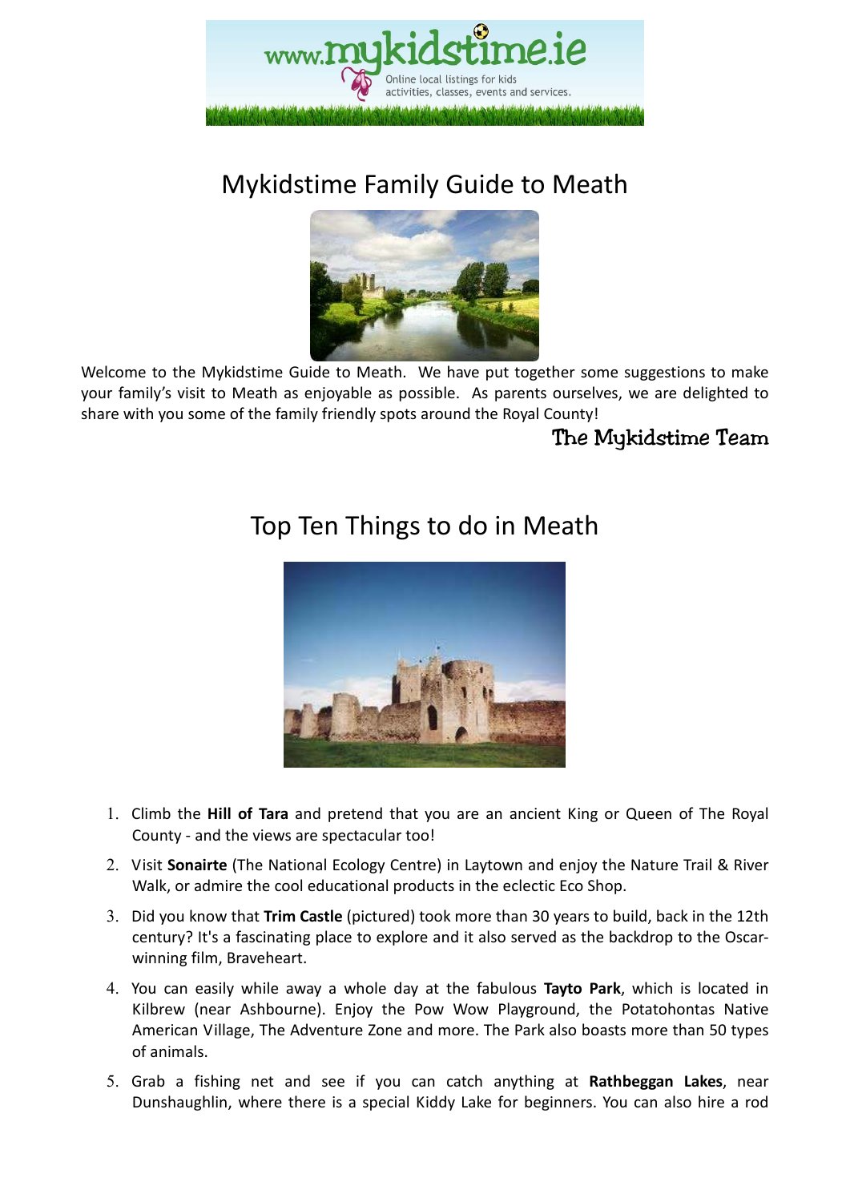# Mykidstime Family Guide to Meath

Welcome to the Mykidstime Guide to Meath. We have put together some suggestions to make your family's visit to Meath as enjoyable as possible. As parents ourselves, we are delighted to share with you some of the family friendly spots around the Royal County!

The Mykidstime Team

## Top Ten Things to do in Meath

1. Climb the **Hill of Tara** and pretend that you are an ancient King or Queen of The Royal County - and the views are spectacular too!
2. Visit **Sonairte** (The National Ecology Centre) in Laytown and enjoy the Nature Trail & River Walk, or admire the cool educational products in the eclectic Eco Shop.
3. Did you know that **Trim Castle** (pictured) took more than 30 years to build, back in the 12th century? It's a fascinating place to explore and it also served as the backdrop to the Oscar-winning film, Braveheart.
4. You can easily while away a whole day at the fabulous **Tayto Park**, which is located in Kilbrew (near Ashbourne). Enjoy the Pow Wow Playground, the Potatohontas Native American Village, The Adventure Zone and more. The Park also boasts more than 50 types of animals.
5. Grab a fishing net and see if you can catch anything at **Rathbeggan Lakes**, near Dunshaughlin, where there is a special Kiddy Lake for beginners. You can also hire a rod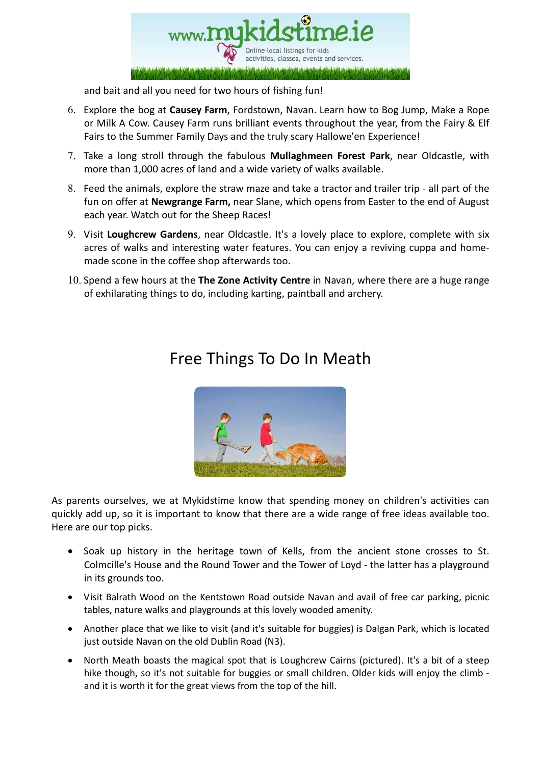and bait and all you need for two hours of fishing fun!

6. Explore the bog at **Causey Farm**, Fordstown, Navan. Learn how to Bog Jump, Make a Rope or Milk A Cow. Causey Farm runs brilliant events throughout the year, from the Fairy & Elf Fairs to the Summer Family Days and the truly scary Hallowe'en Experience!
7. Take a long stroll through the fabulous **Mullaghmeen Forest Park**, near Oldcastle, with more than 1,000 acres of land and a wide variety of walks available.
8. Feed the animals, explore the straw maze and take a tractor and trailer trip - all part of the fun on offer at **Newgrange Farm,** near Slane, which opens from Easter to the end of August each year. Watch out for the Sheep Races!
9. Visit **Loughcrew Gardens**, near Oldcastle. It's a lovely place to explore, complete with six acres of walks and interesting water features. You can enjoy a reviving cuppa and home-made scone in the coffee shop afterwards too.
10. Spend a few hours at the **The Zone Activity Centre** in Navan, where there are a huge range of exhilarating things to do, including karting, paintball and archery.

## Free Things To Do In Meath

As parents ourselves, we at Mykidstime know that spending money on children's activities can quickly add up, so it is important to know that there are a wide range of free ideas available too. Here are our top picks.

- Soak up history in the heritage town of Kells, from the ancient stone crosses to St. Colmcille's House and the Round Tower and the Tower of Loyd - the latter has a playground in its grounds too.
- Visit Balrath Wood on the Kentstown Road outside Navan and avail of free car parking, picnic tables, nature walks and playgrounds at this lovely wooded amenity.
- Another place that we like to visit (and it's suitable for buggies) is Dalgan Park, which is located just outside Navan on the old Dublin Road (N3).
- North Meath boasts the magical spot that is Loughcrew Cairns (pictured). It's a bit of a steep hike though, so it's not suitable for buggies or small children. Older kids will enjoy the climb - and it is worth it for the great views from the top of the hill.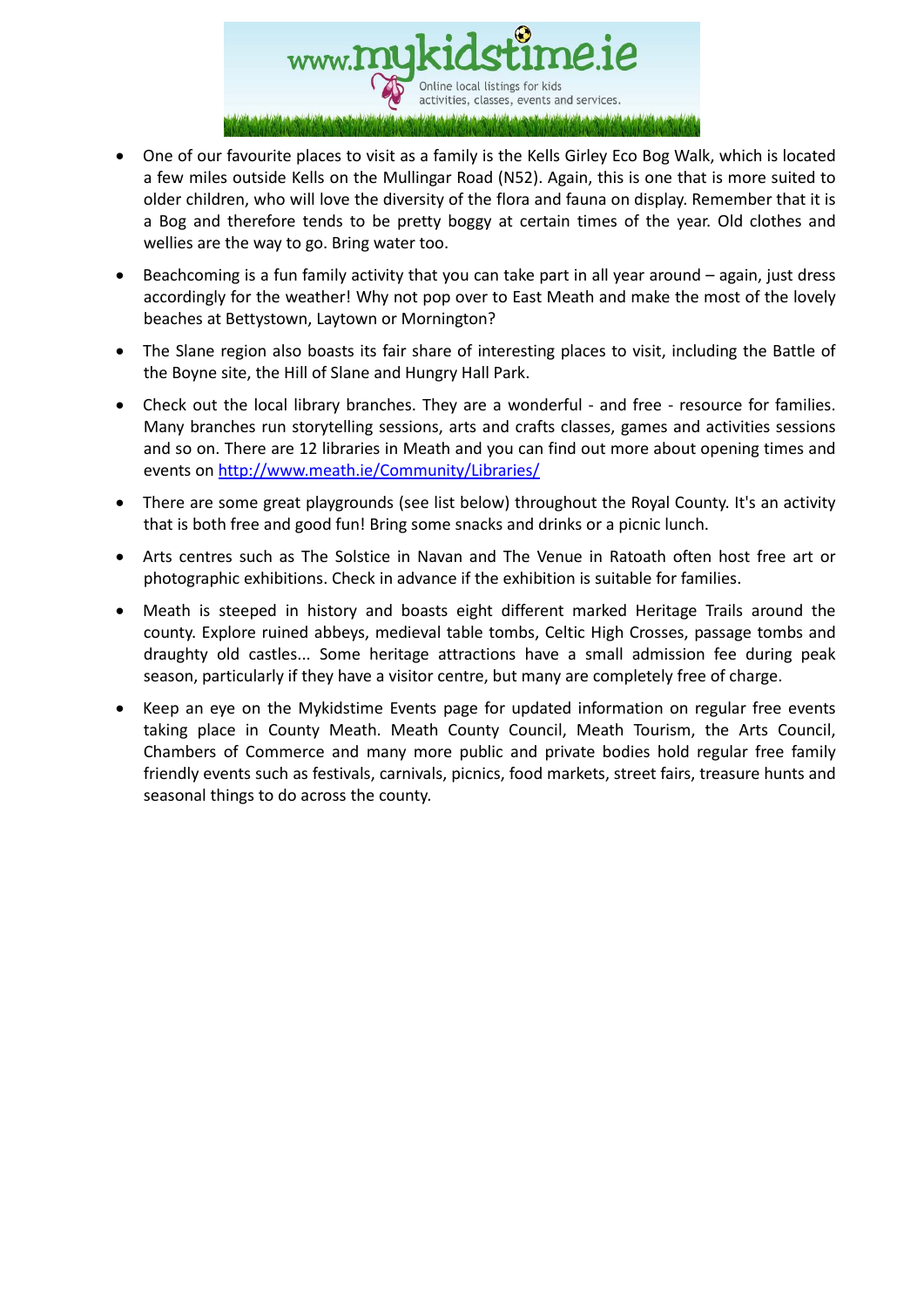- One of our favourite places to visit as a family is the Kells Girley Eco Bog Walk, which is located a few miles outside Kells on the Mullingar Road (N52). Again, this is one that is more suited to older children, who will love the diversity of the flora and fauna on display. Remember that it is a Bog and therefore tends to be pretty boggy at certain times of the year. Old clothes and wellies are the way to go. Bring water too.

- Beachcoming is a fun family activity that you can take part in all year around – again, just dress accordingly for the weather! Why not pop over to East Meath and make the most of the lovely beaches at Bettystown, Laytown or Mornington?

- The Slane region also boasts its fair share of interesting places to visit, including the Battle of the Boyne site, the Hill of Slane and Hungry Hall Park.

- Check out the local library branches. They are a wonderful - and free - resource for families. Many branches run storytelling sessions, arts and crafts classes, games and activities sessions and so on. There are 12 libraries in Meath and you can find out more about opening times and events on [http://www.meath.ie/Community/Libraries/](http://www.meath.ie/Community/Libraries/)

- There are some great playgrounds (see list below) throughout the Royal County. It's an activity that is both free and good fun! Bring some snacks and drinks or a picnic lunch.

- Arts centres such as The Solstice in Navan and The Venue in Ratoath often host free art or photographic exhibitions. Check in advance if the exhibition is suitable for families.

- Meath is steeped in history and boasts eight different marked Heritage Trails around the county. Explore ruined abbeys, medieval table tombs, Celtic High Crosses, passage tombs and draughty old castles... Some heritage attractions have a small admission fee during peak season, particularly if they have a visitor centre, but many are completely free of charge.

- Keep an eye on the Mykidstime Events page for updated information on regular free events taking place in County Meath. Meath County Council, Meath Tourism, the Arts Council, Chambers of Commerce and many more public and private bodies hold regular free family friendly events such as festivals, carnivals, picnics, food markets, street fairs, treasure hunts and seasonal things to do across the county.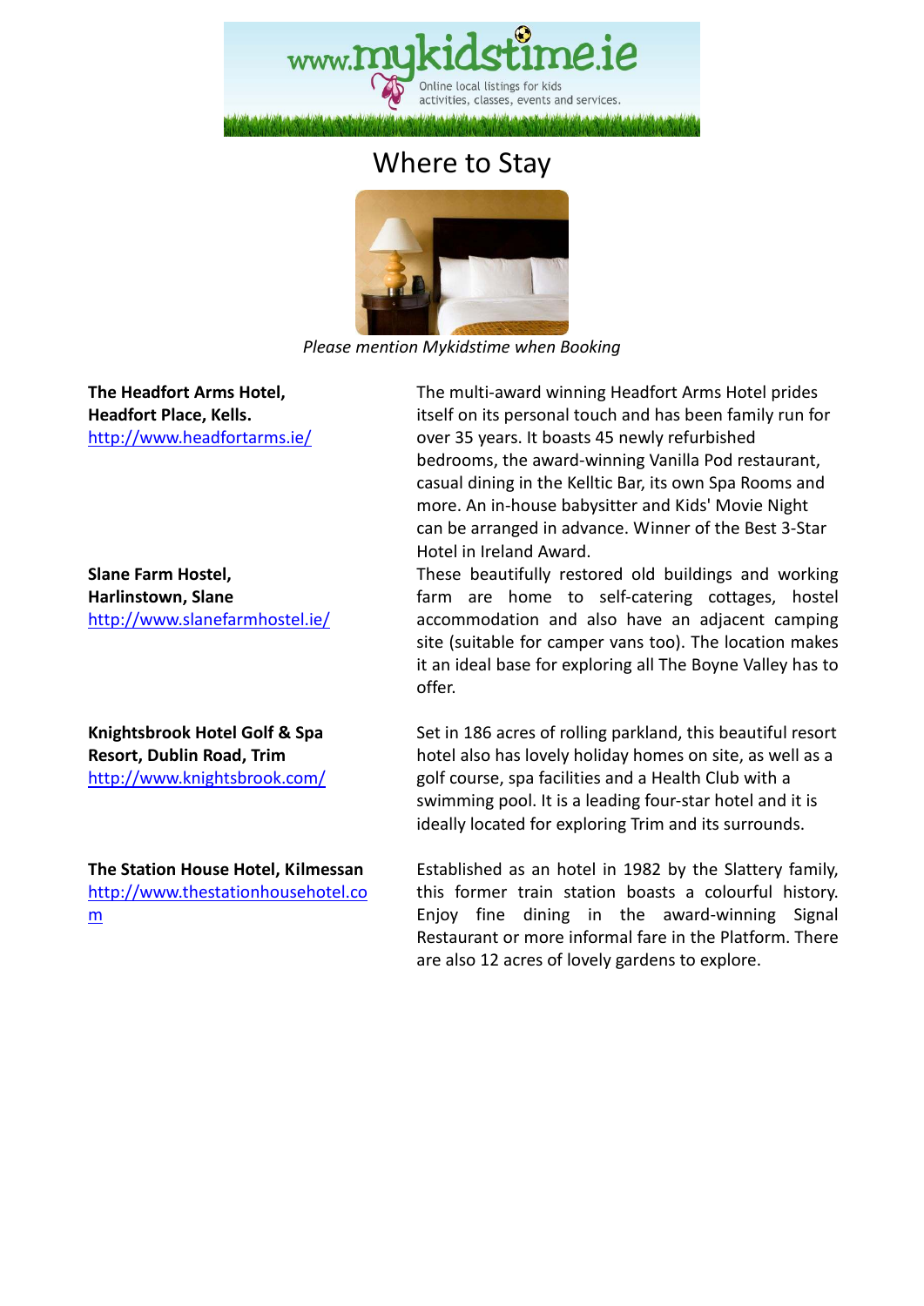# Where to Stay

*Please mention Mykidstime when Booking*

**The Headfort Arms Hotel, Headfort Place, Kells.**
http://www.headfortarms.ie/

The multi-award winning Headfort Arms Hotel prides itself on its personal touch and has been family run for over 35 years. It boasts 45 newly refurbished bedrooms, the award-winning Vanilla Pod restaurant, casual dining in the Kelltic Bar, its own Spa Rooms and more. An in-house babysitter and Kids' Movie Night can be arranged in advance. Winner of the Best 3-Star Hotel in Ireland Award.

**Slane Farm Hostel, Harlinstown, Slane**
http://www.slanefarmhostel.ie/

These beautifully restored old buildings and working farm are home to self-catering cottages, hostel accommodation and also have an adjacent camping site (suitable for camper vans too). The location makes it an ideal base for exploring all The Boyne Valley has to offer.

**Knightsbrook Hotel Golf & Spa Resort, Dublin Road, Trim**
http://www.knightsbrook.com/

Set in 186 acres of rolling parkland, this beautiful resort hotel also has lovely holiday homes on site, as well as a golf course, spa facilities and a Health Club with a swimming pool. It is a leading four-star hotel and it is ideally located for exploring Trim and its surrounds.

**The Station House Hotel, Kilmessan**
http://www.thestationhousehotel.com

Established as an hotel in 1982 by the Slattery family, this former train station boasts a colourful history. Enjoy fine dining in the award-winning Signal Restaurant or more informal fare in the Platform. There are also 12 acres of lovely gardens to explore.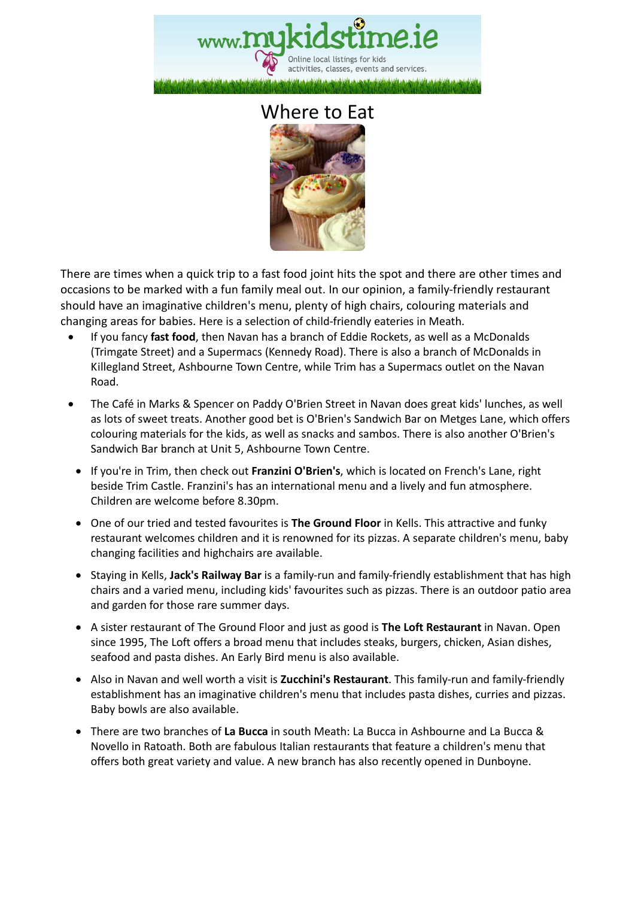# Where to Eat

There are times when a quick trip to a fast food joint hits the spot and there are other times and occasions to be marked with a fun family meal out. In our opinion, a family-friendly restaurant should have an imaginative children's menu, plenty of high chairs, colouring materials and changing areas for babies. Here is a selection of child-friendly eateries in Meath.

- If you fancy **fast food**, then Navan has a branch of Eddie Rockets, as well as a McDonalds (Trimgate Street) and a Supermacs (Kennedy Road). There is also a branch of McDonalds in Killegland Street, Ashbourne Town Centre, while Trim has a Supermacs outlet on the Navan Road.
- The Café in Marks & Spencer on Paddy O'Brien Street in Navan does great kids' lunches, as well as lots of sweet treats. Another good bet is O'Brien's Sandwich Bar on Metges Lane, which offers colouring materials for the kids, as well as snacks and sambos. There is also another O'Brien's Sandwich Bar branch at Unit 5, Ashbourne Town Centre.
- If you're in Trim, then check out **Franzini O'Brien's**, which is located on French's Lane, right beside Trim Castle. Franzini's has an international menu and a lively and fun atmosphere. Children are welcome before 8.30pm.
- One of our tried and tested favourites is **The Ground Floor** in Kells. This attractive and funky restaurant welcomes children and it is renowned for its pizzas. A separate children's menu, baby changing facilities and highchairs are available.
- Staying in Kells, **Jack's Railway Bar** is a family-run and family-friendly establishment that has high chairs and a varied menu, including kids' favourites such as pizzas. There is an outdoor patio area and garden for those rare summer days.
- A sister restaurant of The Ground Floor and just as good is **The Loft Restaurant** in Navan. Open since 1995, The Loft offers a broad menu that includes steaks, burgers, chicken, Asian dishes, seafood and pasta dishes. An Early Bird menu is also available.
- Also in Navan and well worth a visit is **Zucchini's Restaurant**. This family-run and family-friendly establishment has an imaginative children's menu that includes pasta dishes, curries and pizzas. Baby bowls are also available.
- There are two branches of **La Bucca** in south Meath: La Bucca in Ashbourne and La Bucca & Novello in Ratoath. Both are fabulous Italian restaurants that feature a children's menu that offers both great variety and value. A new branch has also recently opened in Dunboyne.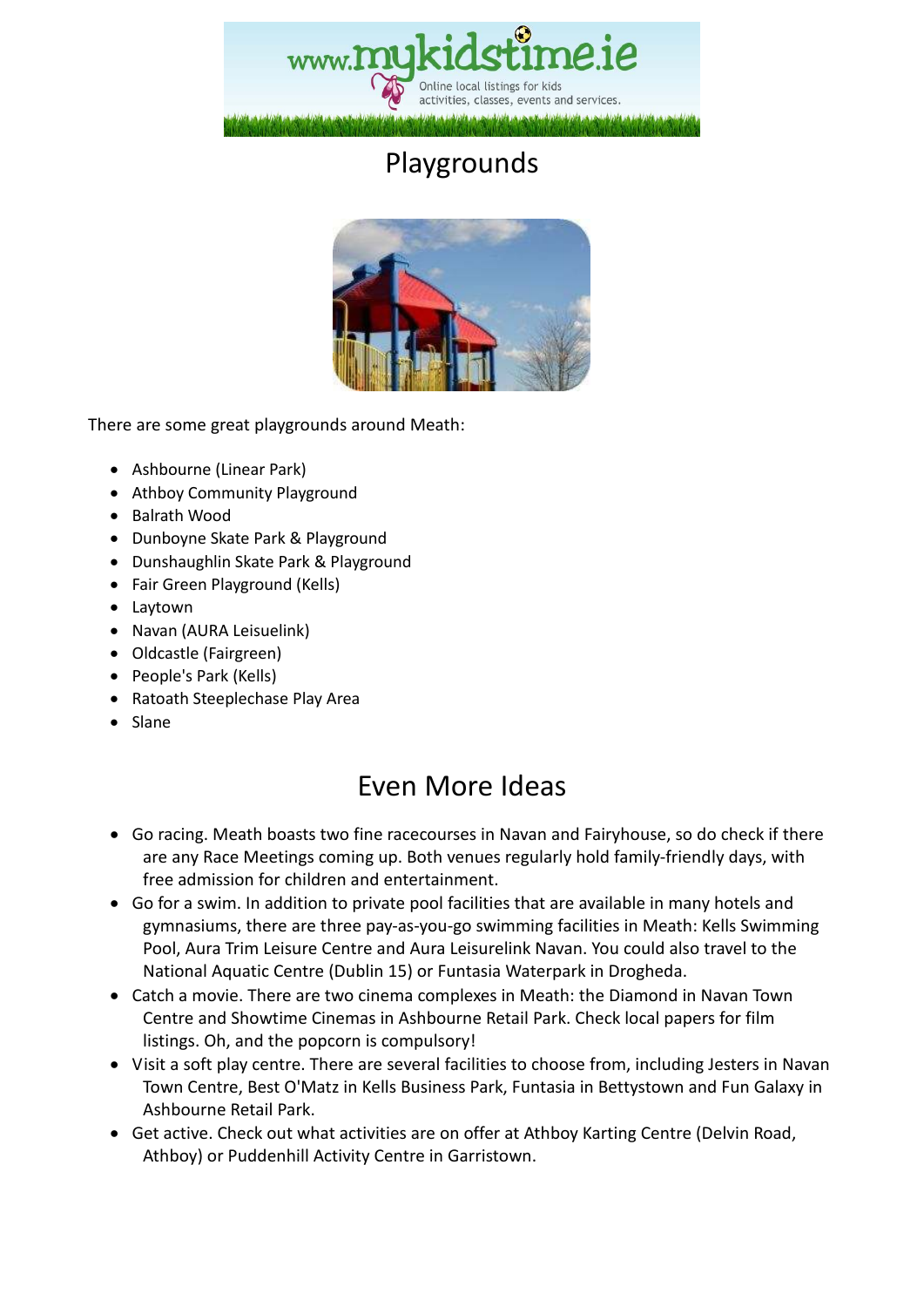# Playgrounds

There are some great playgrounds around Meath:

- Ashbourne (Linear Park)
- Athboy Community Playground
- Balrath Wood
- Dunboyne Skate Park & Playground
- Dunshaughlin Skate Park & Playground
- Fair Green Playground (Kells)
- Laytown
- Navan (AURA Leisuelink)
- Oldcastle (Fairgreen)
- People's Park (Kells)
- Ratoath Steeplechase Play Area
- Slane

## Even More Ideas

- Go racing. Meath boasts two fine racecourses in Navan and Fairyhouse, so do check if there are any Race Meetings coming up. Both venues regularly hold family-friendly days, with free admission for children and entertainment.
- Go for a swim. In addition to private pool facilities that are available in many hotels and gymnasiums, there are three pay-as-you-go swimming facilities in Meath: Kells Swimming Pool, Aura Trim Leisure Centre and Aura Leisurelink Navan. You could also travel to the National Aquatic Centre (Dublin 15) or Funtasia Waterpark in Drogheda.
- Catch a movie. There are two cinema complexes in Meath: the Diamond in Navan Town Centre and Showtime Cinemas in Ashbourne Retail Park. Check local papers for film listings. Oh, and the popcorn is compulsory!
- Visit a soft play centre. There are several facilities to choose from, including Jesters in Navan Town Centre, Best O'Matz in Kells Business Park, Funtasia in Bettystown and Fun Galaxy in Ashbourne Retail Park.
- Get active. Check out what activities are on offer at Athboy Karting Centre (Delvin Road, Athboy) or Puddenhill Activity Centre in Garristown.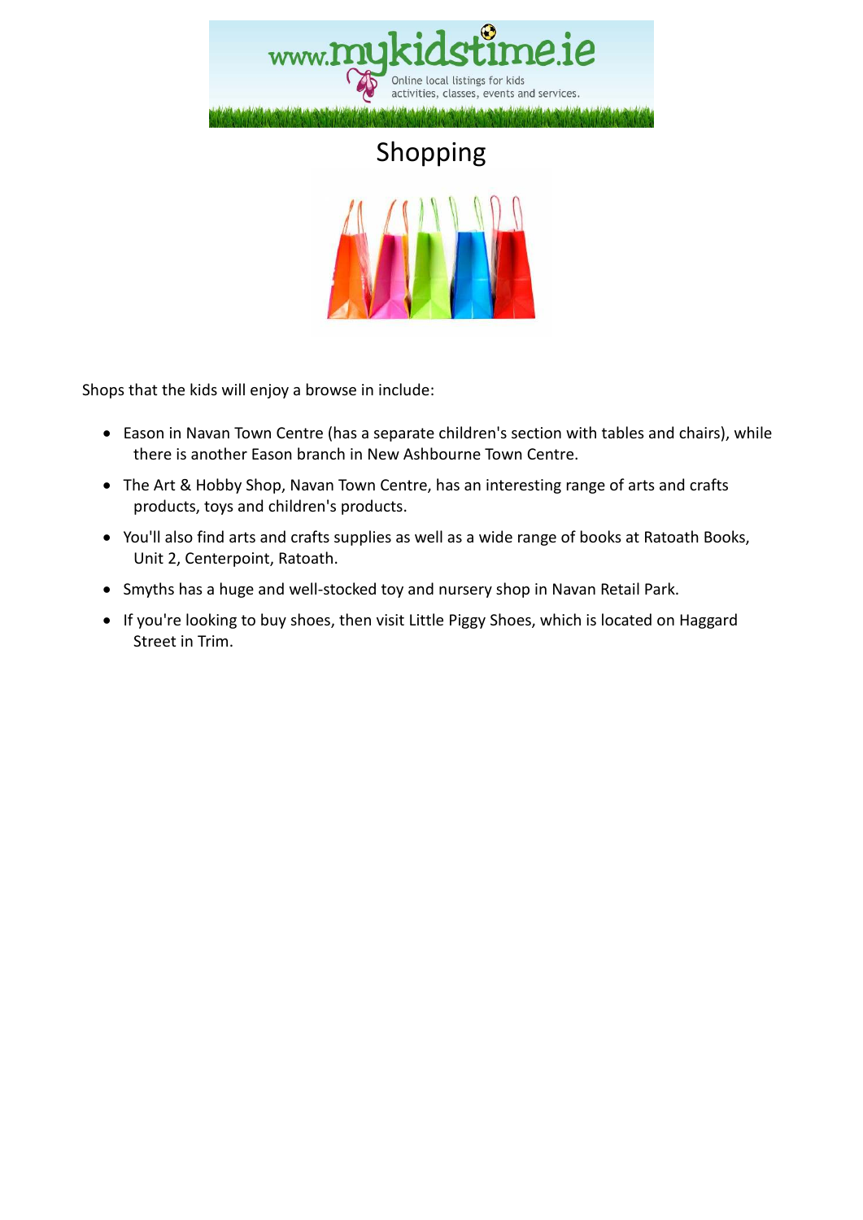# Shopping

Shops that the kids will enjoy a browse in include:

- Eason in Navan Town Centre (has a separate children's section with tables and chairs), while there is another Eason branch in New Ashbourne Town Centre.
- The Art & Hobby Shop, Navan Town Centre, has an interesting range of arts and crafts products, toys and children's products.
- You'll also find arts and crafts supplies as well as a wide range of books at Ratoath Books, Unit 2, Centerpoint, Ratoath.
- Smyths has a huge and well-stocked toy and nursery shop in Navan Retail Park.
- If you're looking to buy shoes, then visit Little Piggy Shoes, which is located on Haggard Street in Trim.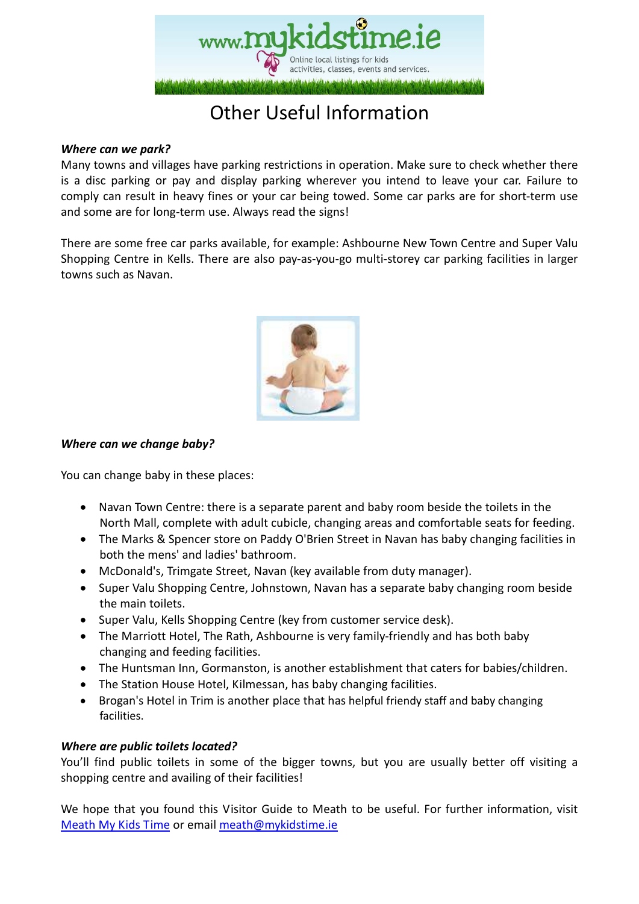# Other Useful Information

***Where can we park?***

Many towns and villages have parking restrictions in operation. Make sure to check whether there is a disc parking or pay and display parking wherever you intend to leave your car. Failure to comply can result in heavy fines or your car being towed. Some car parks are for short-term use and some are for long-term use. Always read the signs!

There are some free car parks available, for example: Ashbourne New Town Centre and Super Valu Shopping Centre in Kells. There are also pay-as-you-go multi-storey car parking facilities in larger towns such as Navan.

***Where can we change baby?***

You can change baby in these places:

- Navan Town Centre: there is a separate parent and baby room beside the toilets in the North Mall, complete with adult cubicle, changing areas and comfortable seats for feeding.
- The Marks & Spencer store on Paddy O'Brien Street in Navan has baby changing facilities in both the mens' and ladies' bathroom.
- McDonald's, Trimgate Street, Navan (key available from duty manager).
- Super Valu Shopping Centre, Johnstown, Navan has a separate baby changing room beside the main toilets.
- Super Valu, Kells Shopping Centre (key from customer service desk).
- The Marriott Hotel, The Rath, Ashbourne is very family-friendly and has both baby changing and feeding facilities.
- The Huntsman Inn, Gormanston, is another establishment that caters for babies/children.
- The Station House Hotel, Kilmessan, has baby changing facilities.
- Brogan's Hotel in Trim is another place that has helpful friendy staff and baby changing facilities.

***Where are public toilets located?***

You'll find public toilets in some of the bigger towns, but you are usually better off visiting a shopping centre and availing of their facilities!

We hope that you found this Visitor Guide to Meath to be useful. For further information, visit Meath My Kids Time or email meath@mykidstime.ie